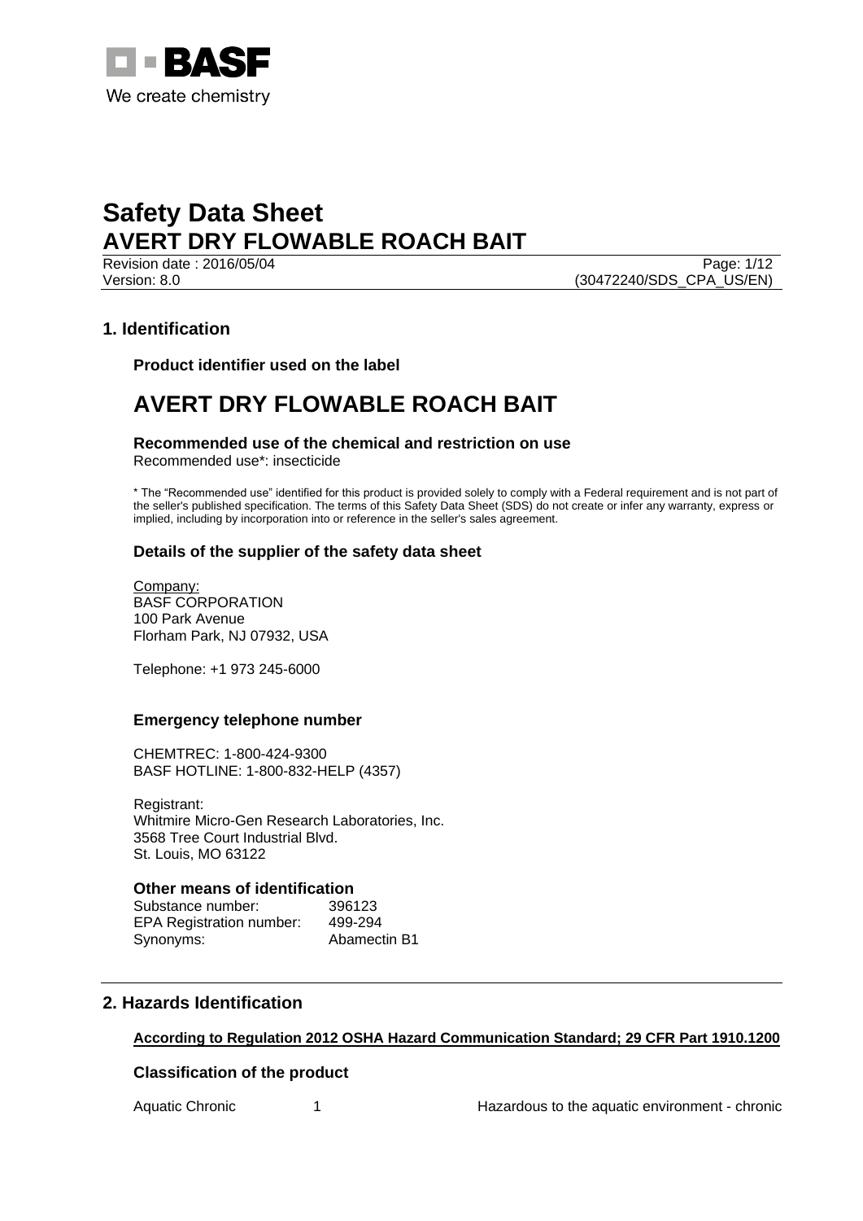# Safety Data Sheet
# AVERT DRY FLOWABLE ROACH BAIT

Revision date : 2016/05/04
Version: 8.0
(30472240/SDS_CPA_US/EN)

## 1. Identification

### Product identifier used on the label

# AVERT DRY FLOWABLE ROACH BAIT

### Recommended use of the chemical and restriction on use

Recommended use*: insecticide

* The "Recommended use" identified for this product is provided solely to comply with a Federal requirement and is not part of the seller's published specification. The terms of this Safety Data Sheet (SDS) do not create or infer any warranty, express or implied, including by incorporation into or reference in the seller's sales agreement.

### Details of the supplier of the safety data sheet

Company:
BASF CORPORATION
100 Park Avenue
Florham Park, NJ 07932, USA

Telephone: +1 973 245-6000

### Emergency telephone number

CHEMTREC: 1-800-424-9300
BASF HOTLINE: 1-800-832-HELP (4357)

Registrant:
Whitmire Micro-Gen Research Laboratories, Inc.
3568 Tree Court Industrial Blvd.
St. Louis, MO 63122

### Other means of identification

| | |
|---|---|
| Substance number: | 396123 |
| EPA Registration number: | 499-294 |
| Synonyms: | Abamectin B1 |

## 2. Hazards Identification

**According to Regulation 2012 OSHA Hazard Communication Standard; 29 CFR Part 1910.1200**

### Classification of the product

| | | |
|---|---|---|
| Aquatic Chronic | 1 | Hazardous to the aquatic environment - chronic |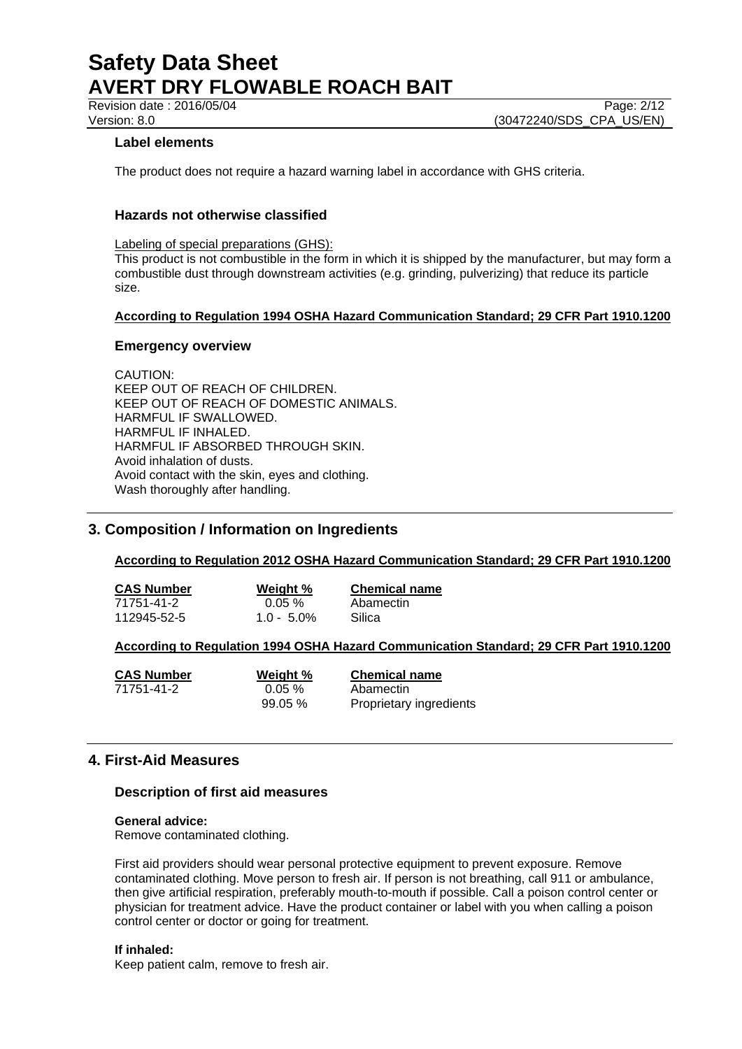### Label elements

The product does not require a hazard warning label in accordance with GHS criteria.

### Hazards not otherwise classified

Labeling of special preparations (GHS):
This product is not combustible in the form in which it is shipped by the manufacturer, but may form a combustible dust through downstream activities (e.g. grinding, pulverizing) that reduce its particle size.

**According to Regulation 1994 OSHA Hazard Communication Standard; 29 CFR Part 1910.1200**

### Emergency overview

CAUTION:
KEEP OUT OF REACH OF CHILDREN.
KEEP OUT OF REACH OF DOMESTIC ANIMALS.
HARMFUL IF SWALLOWED.
HARMFUL IF INHALED.
HARMFUL IF ABSORBED THROUGH SKIN.
Avoid inhalation of dusts.
Avoid contact with the skin, eyes and clothing.
Wash thoroughly after handling.

## 3. Composition / Information on Ingredients

**According to Regulation 2012 OSHA Hazard Communication Standard; 29 CFR Part 1910.1200**

| CAS Number | Weight % | Chemical name |
|---|---|---|
| 71751-41-2 | 0.05 % | Abamectin |
| 112945-52-5 | 1.0 - 5.0% | Silica |

**According to Regulation 1994 OSHA Hazard Communication Standard; 29 CFR Part 1910.1200**

| CAS Number | Weight % | Chemical name |
|---|---|---|
| 71751-41-2 | 0.05 % | Abamectin |
| | 99.05 % | Proprietary ingredients |

## 4. First-Aid Measures

### Description of first aid measures

**General advice:**
Remove contaminated clothing.

First aid providers should wear personal protective equipment to prevent exposure. Remove contaminated clothing. Move person to fresh air. If person is not breathing, call 911 or ambulance, then give artificial respiration, preferably mouth-to-mouth if possible. Call a poison control center or physician for treatment advice. Have the product container or label with you when calling a poison control center or doctor or going for treatment.

**If inhaled:**
Keep patient calm, remove to fresh air.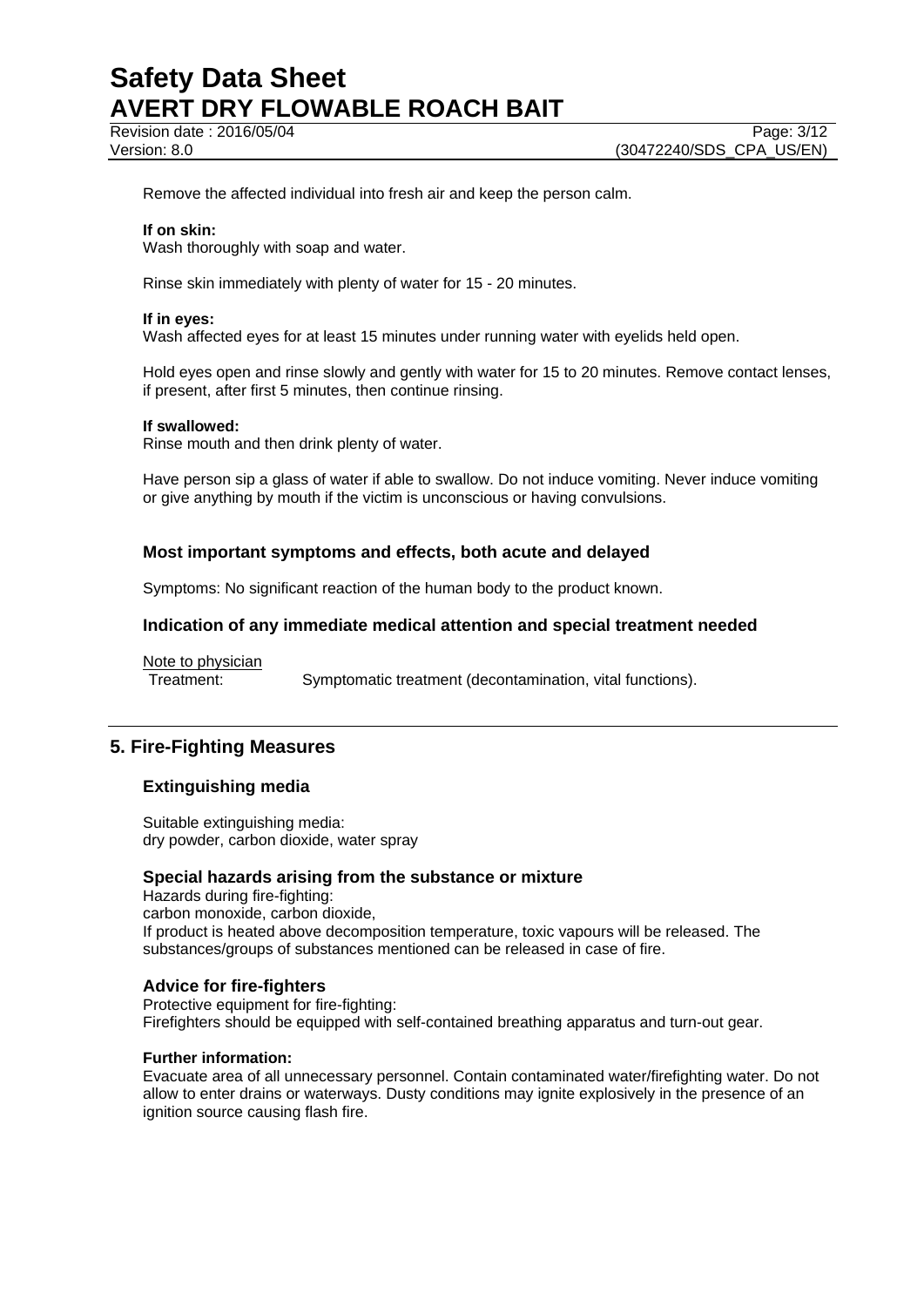Remove the affected individual into fresh air and keep the person calm.

**If on skin:**
Wash thoroughly with soap and water.

Rinse skin immediately with plenty of water for 15 - 20 minutes.

**If in eyes:**
Wash affected eyes for at least 15 minutes under running water with eyelids held open.

Hold eyes open and rinse slowly and gently with water for 15 to 20 minutes. Remove contact lenses, if present, after first 5 minutes, then continue rinsing.

**If swallowed:**
Rinse mouth and then drink plenty of water.

Have person sip a glass of water if able to swallow. Do not induce vomiting. Never induce vomiting or give anything by mouth if the victim is unconscious or having convulsions.

### Most important symptoms and effects, both acute and delayed

Symptoms: No significant reaction of the human body to the product known.

### Indication of any immediate medical attention and special treatment needed

Note to physician
Treatment: Symptomatic treatment (decontamination, vital functions).

## 5. Fire-Fighting Measures

### Extinguishing media

Suitable extinguishing media:
dry powder, carbon dioxide, water spray

### Special hazards arising from the substance or mixture

Hazards during fire-fighting:
carbon monoxide, carbon dioxide,
If product is heated above decomposition temperature, toxic vapours will be released. The substances/groups of substances mentioned can be released in case of fire.

### Advice for fire-fighters

Protective equipment for fire-fighting:
Firefighters should be equipped with self-contained breathing apparatus and turn-out gear.

**Further information:**
Evacuate area of all unnecessary personnel. Contain contaminated water/firefighting water. Do not allow to enter drains or waterways. Dusty conditions may ignite explosively in the presence of an ignition source causing flash fire.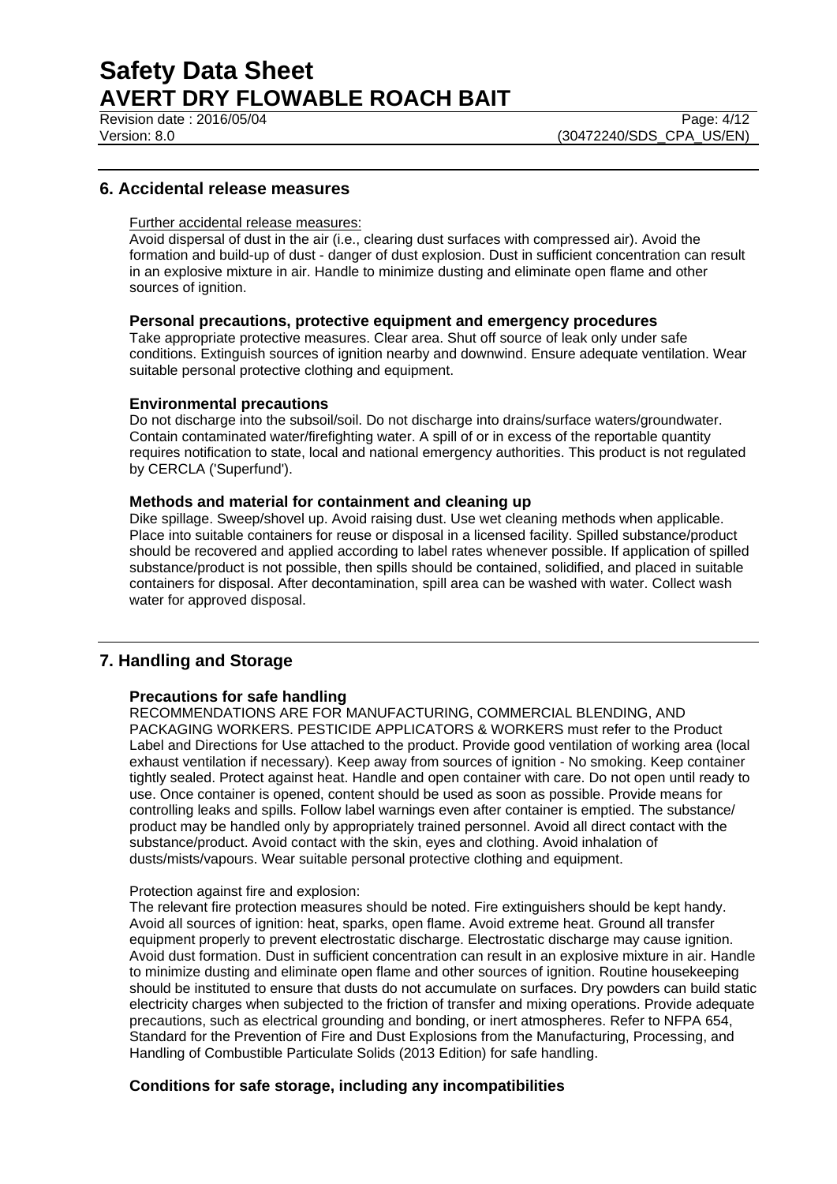## 6. Accidental release measures

Further accidental release measures:
Avoid dispersal of dust in the air (i.e., clearing dust surfaces with compressed air). Avoid the formation and build-up of dust - danger of dust explosion. Dust in sufficient concentration can result in an explosive mixture in air. Handle to minimize dusting and eliminate open flame and other sources of ignition.

### Personal precautions, protective equipment and emergency procedures

Take appropriate protective measures. Clear area. Shut off source of leak only under safe conditions. Extinguish sources of ignition nearby and downwind. Ensure adequate ventilation. Wear suitable personal protective clothing and equipment.

### Environmental precautions

Do not discharge into the subsoil/soil. Do not discharge into drains/surface waters/groundwater. Contain contaminated water/firefighting water. A spill of or in excess of the reportable quantity requires notification to state, local and national emergency authorities. This product is not regulated by CERCLA ('Superfund').

### Methods and material for containment and cleaning up

Dike spillage. Sweep/shovel up. Avoid raising dust. Use wet cleaning methods when applicable. Place into suitable containers for reuse or disposal in a licensed facility. Spilled substance/product should be recovered and applied according to label rates whenever possible. If application of spilled substance/product is not possible, then spills should be contained, solidified, and placed in suitable containers for disposal. After decontamination, spill area can be washed with water. Collect wash water for approved disposal.

## 7. Handling and Storage

### Precautions for safe handling

RECOMMENDATIONS ARE FOR MANUFACTURING, COMMERCIAL BLENDING, AND PACKAGING WORKERS. PESTICIDE APPLICATORS & WORKERS must refer to the Product Label and Directions for Use attached to the product. Provide good ventilation of working area (local exhaust ventilation if necessary). Keep away from sources of ignition - No smoking. Keep container tightly sealed. Protect against heat. Handle and open container with care. Do not open until ready to use. Once container is opened, content should be used as soon as possible. Provide means for controlling leaks and spills. Follow label warnings even after container is emptied. The substance/ product may be handled only by appropriately trained personnel. Avoid all direct contact with the substance/product. Avoid contact with the skin, eyes and clothing. Avoid inhalation of dusts/mists/vapours. Wear suitable personal protective clothing and equipment.

Protection against fire and explosion:
The relevant fire protection measures should be noted. Fire extinguishers should be kept handy. Avoid all sources of ignition: heat, sparks, open flame. Avoid extreme heat. Ground all transfer equipment properly to prevent electrostatic discharge. Electrostatic discharge may cause ignition. Avoid dust formation. Dust in sufficient concentration can result in an explosive mixture in air. Handle to minimize dusting and eliminate open flame and other sources of ignition. Routine housekeeping should be instituted to ensure that dusts do not accumulate on surfaces. Dry powders can build static electricity charges when subjected to the friction of transfer and mixing operations. Provide adequate precautions, such as electrical grounding and bonding, or inert atmospheres. Refer to NFPA 654, Standard for the Prevention of Fire and Dust Explosions from the Manufacturing, Processing, and Handling of Combustible Particulate Solids (2013 Edition) for safe handling.

### Conditions for safe storage, including any incompatibilities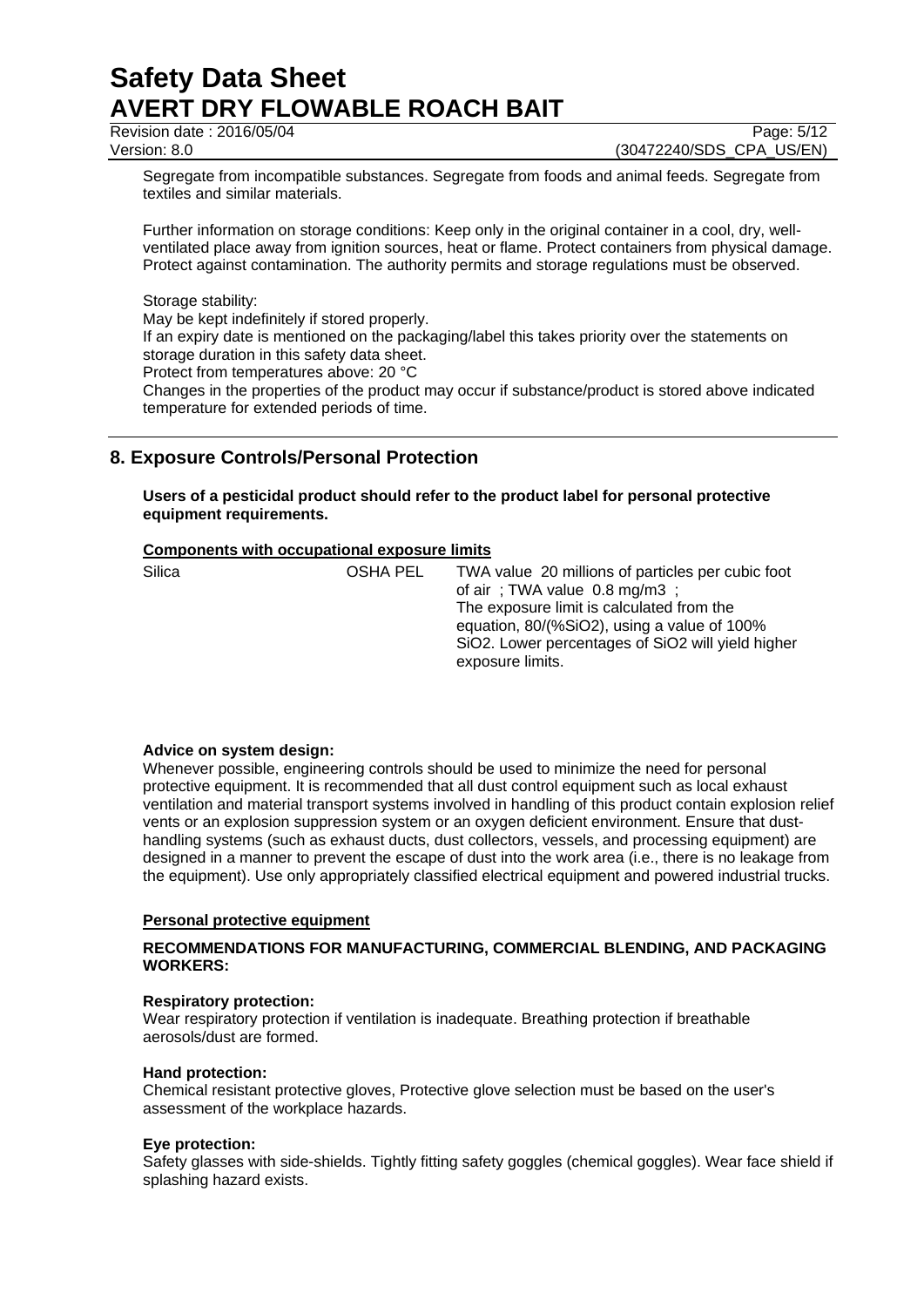Segregate from incompatible substances. Segregate from foods and animal feeds. Segregate from textiles and similar materials.

Further information on storage conditions: Keep only in the original container in a cool, dry, well-ventilated place away from ignition sources, heat or flame. Protect containers from physical damage. Protect against contamination. The authority permits and storage regulations must be observed.

Storage stability:
May be kept indefinitely if stored properly.
If an expiry date is mentioned on the packaging/label this takes priority over the statements on storage duration in this safety data sheet.
Protect from temperatures above: 20 °C
Changes in the properties of the product may occur if substance/product is stored above indicated temperature for extended periods of time.

## 8. Exposure Controls/Personal Protection

**Users of a pesticidal product should refer to the product label for personal protective equipment requirements.**

**Components with occupational exposure limits**

| Silica | OSHA PEL | TWA value 20 millions of particles per cubic foot of air ; TWA value 0.8 mg/m3 ; The exposure limit is calculated from the equation, 80/(%SiO2), using a value of 100% SiO2. Lower percentages of SiO2 will yield higher exposure limits. |
|---|---|---|

**Advice on system design:**
Whenever possible, engineering controls should be used to minimize the need for personal protective equipment. It is recommended that all dust control equipment such as local exhaust ventilation and material transport systems involved in handling of this product contain explosion relief vents or an explosion suppression system or an oxygen deficient environment. Ensure that dust-handling systems (such as exhaust ducts, dust collectors, vessels, and processing equipment) are designed in a manner to prevent the escape of dust into the work area (i.e., there is no leakage from the equipment). Use only appropriately classified electrical equipment and powered industrial trucks.

**Personal protective equipment**

**RECOMMENDATIONS FOR MANUFACTURING, COMMERCIAL BLENDING, AND PACKAGING WORKERS:**

**Respiratory protection:**
Wear respiratory protection if ventilation is inadequate. Breathing protection if breathable aerosols/dust are formed.

**Hand protection:**
Chemical resistant protective gloves, Protective glove selection must be based on the user's assessment of the workplace hazards.

**Eye protection:**
Safety glasses with side-shields. Tightly fitting safety goggles (chemical goggles). Wear face shield if splashing hazard exists.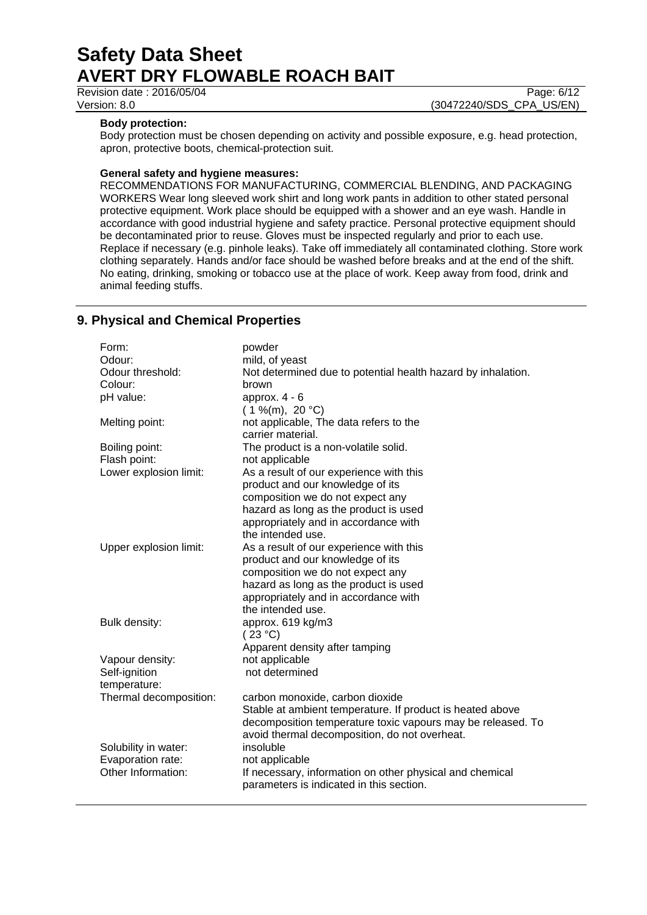**Body protection:**
Body protection must be chosen depending on activity and possible exposure, e.g. head protection, apron, protective boots, chemical-protection suit.

**General safety and hygiene measures:**
RECOMMENDATIONS FOR MANUFACTURING, COMMERCIAL BLENDING, AND PACKAGING WORKERS Wear long sleeved work shirt and long work pants in addition to other stated personal protective equipment. Work place should be equipped with a shower and an eye wash. Handle in accordance with good industrial hygiene and safety practice. Personal protective equipment should be decontaminated prior to reuse. Gloves must be inspected regularly and prior to each use. Replace if necessary (e.g. pinhole leaks). Take off immediately all contaminated clothing. Store work clothing separately. Hands and/or face should be washed before breaks and at the end of the shift. No eating, drinking, smoking or tobacco use at the place of work. Keep away from food, drink and animal feeding stuffs.

## 9. Physical and Chemical Properties

| | |
|---|---|
| Form: | powder |
| Odour: | mild, of yeast |
| Odour threshold: | Not determined due to potential health hazard by inhalation. |
| Colour: | brown |
| pH value: | approx. 4 - 6 ( 1 %(m), 20 °C) |
| Melting point: | not applicable, The data refers to the carrier material. |
| Boiling point: | The product is a non-volatile solid. |
| Flash point: | not applicable |
| Lower explosion limit: | As a result of our experience with this product and our knowledge of its composition we do not expect any hazard as long as the product is used appropriately and in accordance with the intended use. |
| Upper explosion limit: | As a result of our experience with this product and our knowledge of its composition we do not expect any hazard as long as the product is used appropriately and in accordance with the intended use. |
| Bulk density: | approx. 619 kg/m3 ( 23 °C) Apparent density after tamping |
| Vapour density: | not applicable |
| Self-ignition temperature: | not determined |
| Thermal decomposition: | carbon monoxide, carbon dioxide Stable at ambient temperature. If product is heated above decomposition temperature toxic vapours may be released. To avoid thermal decomposition, do not overheat. |
| Solubility in water: | insoluble |
| Evaporation rate: | not applicable |
| Other Information: | If necessary, information on other physical and chemical parameters is indicated in this section. |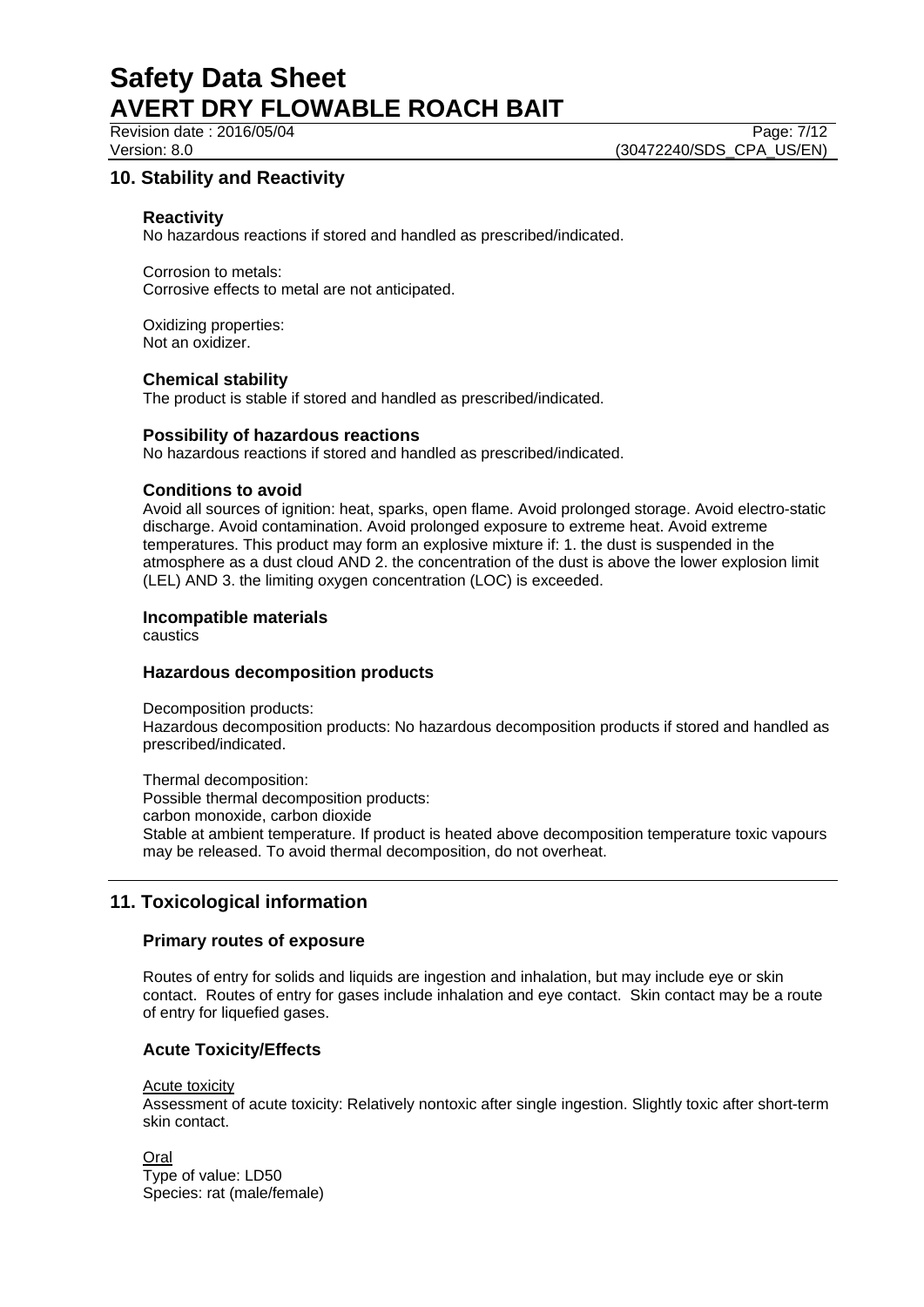## 10. Stability and Reactivity

### Reactivity

No hazardous reactions if stored and handled as prescribed/indicated.

Corrosion to metals:
Corrosive effects to metal are not anticipated.

Oxidizing properties:
Not an oxidizer.

### Chemical stability

The product is stable if stored and handled as prescribed/indicated.

### Possibility of hazardous reactions

No hazardous reactions if stored and handled as prescribed/indicated.

### Conditions to avoid

Avoid all sources of ignition: heat, sparks, open flame. Avoid prolonged storage. Avoid electro-static discharge. Avoid contamination. Avoid prolonged exposure to extreme heat. Avoid extreme temperatures. This product may form an explosive mixture if: 1. the dust is suspended in the atmosphere as a dust cloud AND 2. the concentration of the dust is above the lower explosion limit (LEL) AND 3. the limiting oxygen concentration (LOC) is exceeded.

### Incompatible materials

caustics

### Hazardous decomposition products

Decomposition products:
Hazardous decomposition products: No hazardous decomposition products if stored and handled as prescribed/indicated.

Thermal decomposition:
Possible thermal decomposition products:
carbon monoxide, carbon dioxide
Stable at ambient temperature. If product is heated above decomposition temperature toxic vapours may be released. To avoid thermal decomposition, do not overheat.

## 11. Toxicological information

### Primary routes of exposure

Routes of entry for solids and liquids are ingestion and inhalation, but may include eye or skin contact. Routes of entry for gases include inhalation and eye contact. Skin contact may be a route of entry for liquefied gases.

### Acute Toxicity/Effects

Acute toxicity
Assessment of acute toxicity: Relatively nontoxic after single ingestion. Slightly toxic after short-term skin contact.

Oral
Type of value: LD50
Species: rat (male/female)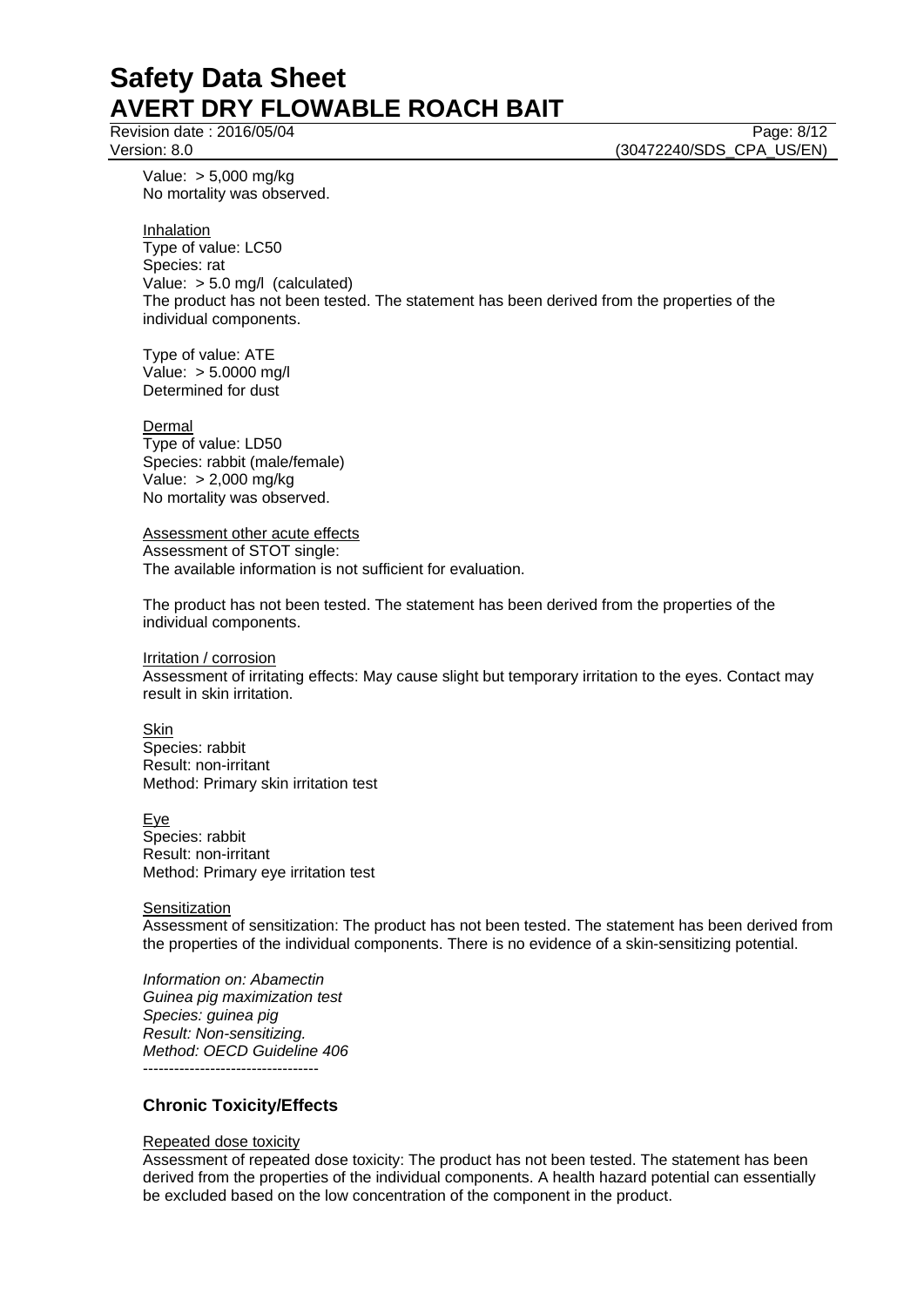Value: > 5,000 mg/kg
No mortality was observed.

Inhalation
Type of value: LC50
Species: rat
Value: > 5.0 mg/l (calculated)
The product has not been tested. The statement has been derived from the properties of the individual components.

Type of value: ATE
Value: > 5.0000 mg/l
Determined for dust

Dermal
Type of value: LD50
Species: rabbit (male/female)
Value: > 2,000 mg/kg
No mortality was observed.

Assessment other acute effects
Assessment of STOT single:
The available information is not sufficient for evaluation.

The product has not been tested. The statement has been derived from the properties of the individual components.

Irritation / corrosion
Assessment of irritating effects: May cause slight but temporary irritation to the eyes. Contact may result in skin irritation.

Skin
Species: rabbit
Result: non-irritant
Method: Primary skin irritation test

Eye
Species: rabbit
Result: non-irritant
Method: Primary eye irritation test

Sensitization
Assessment of sensitization: The product has not been tested. The statement has been derived from the properties of the individual components. There is no evidence of a skin-sensitizing potential.

*Information on: Abamectin*
*Guinea pig maximization test*
*Species: guinea pig*
*Result: Non-sensitizing.*
*Method: OECD Guideline 406*
----------------------------------

## Chronic Toxicity/Effects

Repeated dose toxicity
Assessment of repeated dose toxicity: The product has not been tested. The statement has been derived from the properties of the individual components. A health hazard potential can essentially be excluded based on the low concentration of the component in the product.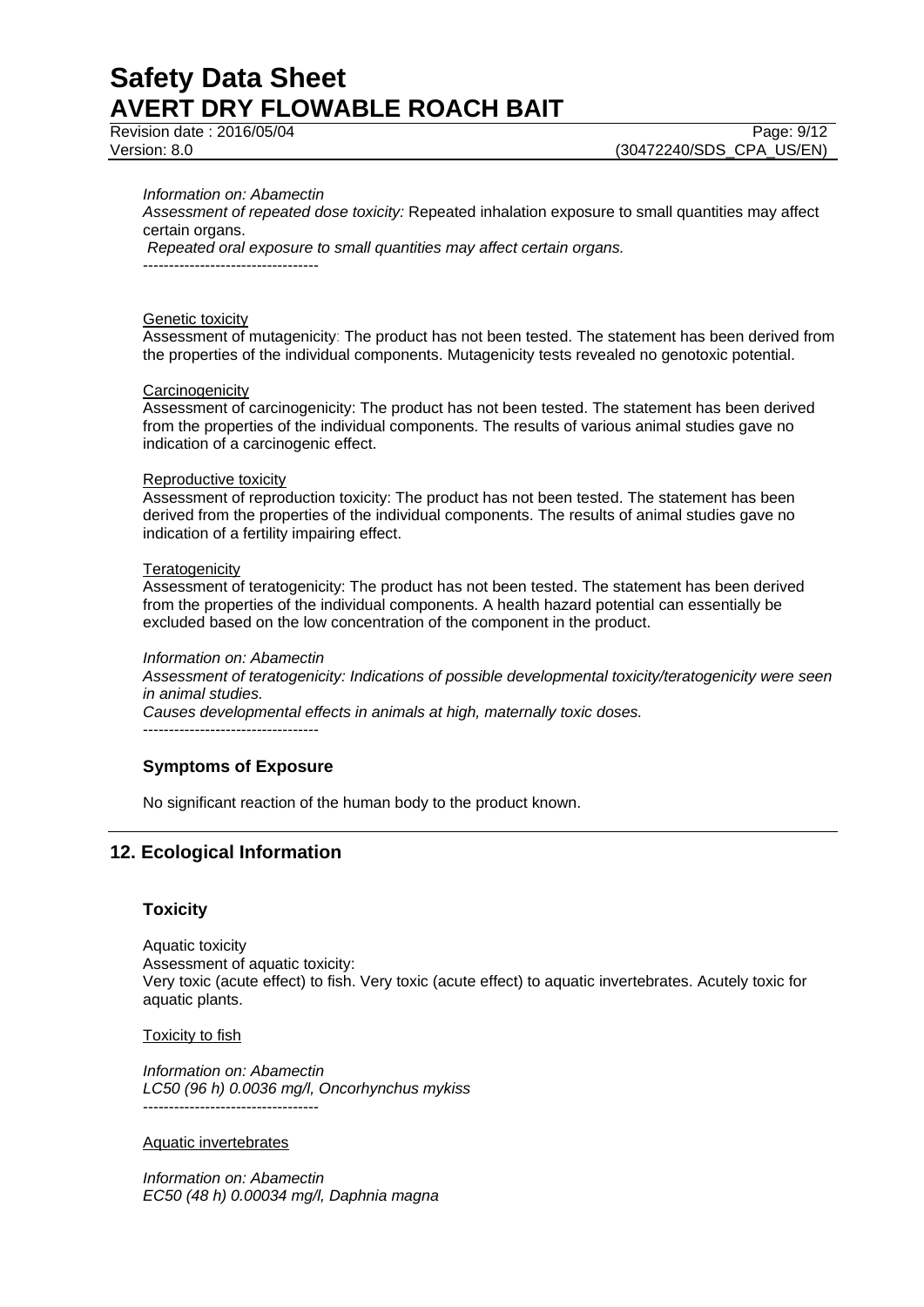*Information on: Abamectin*
*Assessment of repeated dose toxicity:* Repeated inhalation exposure to small quantities may affect certain organs.
*Repeated oral exposure to small quantities may affect certain organs.*
----------------------------------

Genetic toxicity
Assessment of mutagenicity: The product has not been tested. The statement has been derived from the properties of the individual components. Mutagenicity tests revealed no genotoxic potential.

Carcinogenicity
Assessment of carcinogenicity: The product has not been tested. The statement has been derived from the properties of the individual components. The results of various animal studies gave no indication of a carcinogenic effect.

Reproductive toxicity
Assessment of reproduction toxicity: The product has not been tested. The statement has been derived from the properties of the individual components. The results of animal studies gave no indication of a fertility impairing effect.

Teratogenicity
Assessment of teratogenicity: The product has not been tested. The statement has been derived from the properties of the individual components. A health hazard potential can essentially be excluded based on the low concentration of the component in the product.

*Information on: Abamectin*
*Assessment of teratogenicity: Indications of possible developmental toxicity/teratogenicity were seen in animal studies.*
*Causes developmental effects in animals at high, maternally toxic doses.*
----------------------------------

### Symptoms of Exposure

No significant reaction of the human body to the product known.

## 12. Ecological Information

### Toxicity

Aquatic toxicity
Assessment of aquatic toxicity:
Very toxic (acute effect) to fish. Very toxic (acute effect) to aquatic invertebrates. Acutely toxic for aquatic plants.

Toxicity to fish

*Information on: Abamectin*
*LC50 (96 h) 0.0036 mg/l, Oncorhynchus mykiss*
----------------------------------

Aquatic invertebrates

*Information on: Abamectin*
*EC50 (48 h) 0.00034 mg/l, Daphnia magna*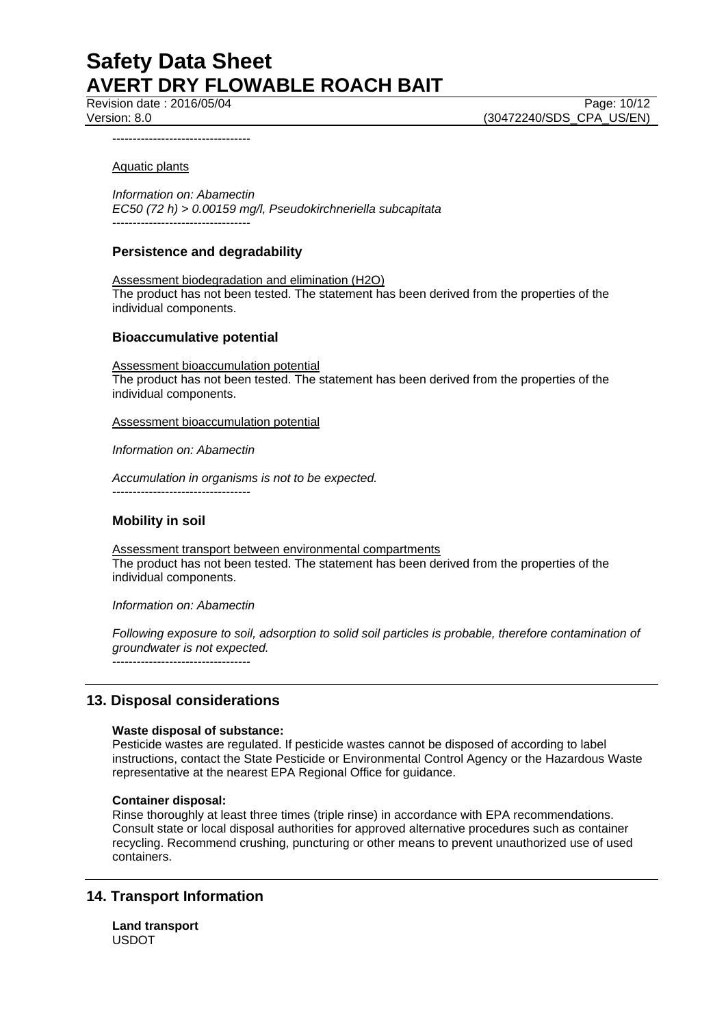----------------------------------

Aquatic plants

*Information on: Abamectin*
*EC50 (72 h) > 0.00159 mg/l, Pseudokirchneriella subcapitata*
----------------------------------

### Persistence and degradability

Assessment biodegradation and elimination (H2O)
The product has not been tested. The statement has been derived from the properties of the individual components.

### Bioaccumulative potential

Assessment bioaccumulation potential
The product has not been tested. The statement has been derived from the properties of the individual components.

Assessment bioaccumulation potential

*Information on: Abamectin*

*Accumulation in organisms is not to be expected.*
----------------------------------

### Mobility in soil

Assessment transport between environmental compartments
The product has not been tested. The statement has been derived from the properties of the individual components.

*Information on: Abamectin*

*Following exposure to soil, adsorption to solid soil particles is probable, therefore contamination of groundwater is not expected.*
----------------------------------

## 13. Disposal considerations

**Waste disposal of substance:**
Pesticide wastes are regulated. If pesticide wastes cannot be disposed of according to label instructions, contact the State Pesticide or Environmental Control Agency or the Hazardous Waste representative at the nearest EPA Regional Office for guidance.

**Container disposal:**
Rinse thoroughly at least three times (triple rinse) in accordance with EPA recommendations. Consult state or local disposal authorities for approved alternative procedures such as container recycling. Recommend crushing, puncturing or other means to prevent unauthorized use of used containers.

## 14. Transport Information

**Land transport**
USDOT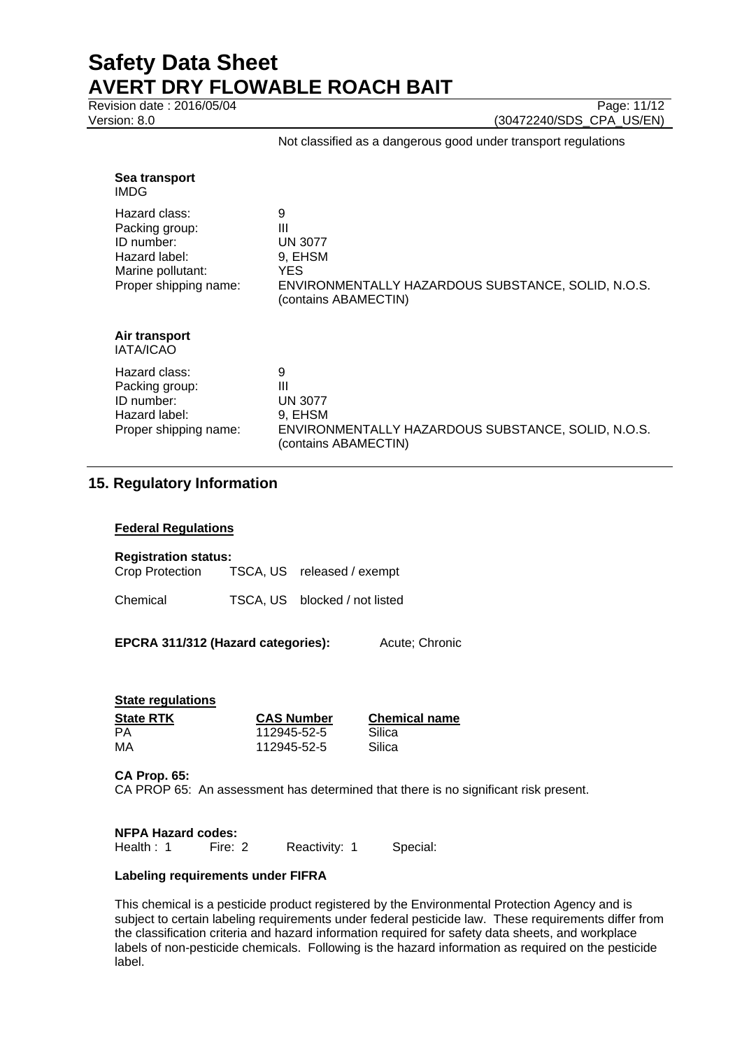Not classified as a dangerous good under transport regulations

**Sea transport**
IMDG

| | |
|---|---|
| Hazard class: | 9 |
| Packing group: | III |
| ID number: | UN 3077 |
| Hazard label: | 9, EHSM |
| Marine pollutant: | YES |
| Proper shipping name: | ENVIRONMENTALLY HAZARDOUS SUBSTANCE, SOLID, N.O.S. (contains ABAMECTIN) |

**Air transport**
IATA/ICAO

| | |
|---|---|
| Hazard class: | 9 |
| Packing group: | III |
| ID number: | UN 3077 |
| Hazard label: | 9, EHSM |
| Proper shipping name: | ENVIRONMENTALLY HAZARDOUS SUBSTANCE, SOLID, N.O.S. (contains ABAMECTIN) |

## 15. Regulatory Information

**Federal Regulations**

**Registration status:**

| | | |
|---|---|---|
| Crop Protection | TSCA, US | released / exempt |
| Chemical | TSCA, US | blocked / not listed |

**EPCRA 311/312 (Hazard categories):** Acute; Chronic

**State regulations**

| State RTK | CAS Number | Chemical name |
|---|---|---|
| PA | 112945-52-5 | Silica |
| MA | 112945-52-5 | Silica |

**CA Prop. 65:**
CA PROP 65: An assessment has determined that there is no significant risk present.

**NFPA Hazard codes:**
Health : 1 Fire: 2 Reactivity: 1 Special:

**Labeling requirements under FIFRA**

This chemical is a pesticide product registered by the Environmental Protection Agency and is subject to certain labeling requirements under federal pesticide law. These requirements differ from the classification criteria and hazard information required for safety data sheets, and workplace labels of non-pesticide chemicals. Following is the hazard information as required on the pesticide label.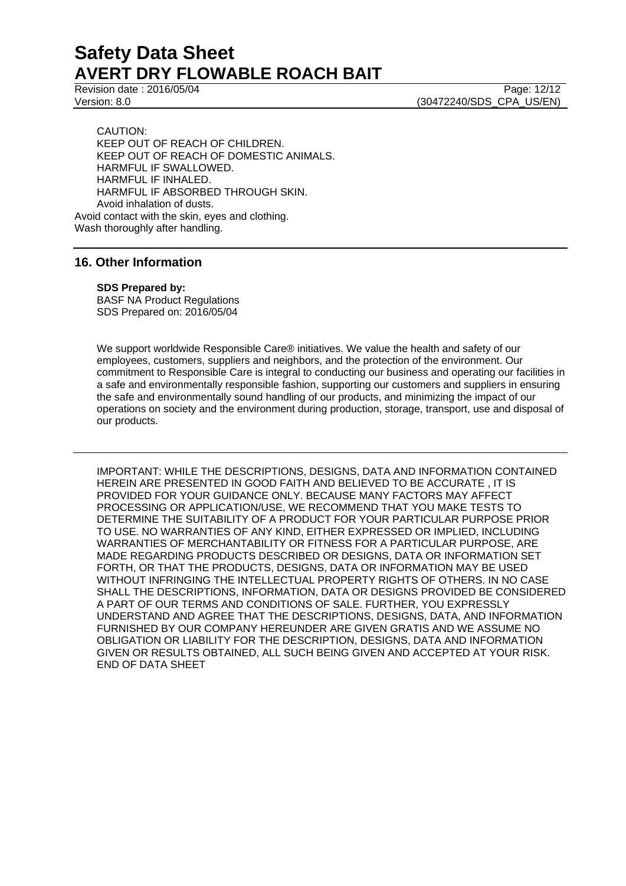CAUTION:
KEEP OUT OF REACH OF CHILDREN.
KEEP OUT OF REACH OF DOMESTIC ANIMALS.
HARMFUL IF SWALLOWED.
HARMFUL IF INHALED.
HARMFUL IF ABSORBED THROUGH SKIN.
Avoid inhalation of dusts.
Avoid contact with the skin, eyes and clothing.
Wash thoroughly after handling.

## 16. Other Information

**SDS Prepared by:**
BASF NA Product Regulations
SDS Prepared on: 2016/05/04

We support worldwide Responsible Care® initiatives. We value the health and safety of our employees, customers, suppliers and neighbors, and the protection of the environment. Our commitment to Responsible Care is integral to conducting our business and operating our facilities in a safe and environmentally responsible fashion, supporting our customers and suppliers in ensuring the safe and environmentally sound handling of our products, and minimizing the impact of our operations on society and the environment during production, storage, transport, use and disposal of our products.

---

IMPORTANT: WHILE THE DESCRIPTIONS, DESIGNS, DATA AND INFORMATION CONTAINED HEREIN ARE PRESENTED IN GOOD FAITH AND BELIEVED TO BE ACCURATE , IT IS PROVIDED FOR YOUR GUIDANCE ONLY. BECAUSE MANY FACTORS MAY AFFECT PROCESSING OR APPLICATION/USE, WE RECOMMEND THAT YOU MAKE TESTS TO DETERMINE THE SUITABILITY OF A PRODUCT FOR YOUR PARTICULAR PURPOSE PRIOR TO USE. NO WARRANTIES OF ANY KIND, EITHER EXPRESSED OR IMPLIED, INCLUDING WARRANTIES OF MERCHANTABILITY OR FITNESS FOR A PARTICULAR PURPOSE, ARE MADE REGARDING PRODUCTS DESCRIBED OR DESIGNS, DATA OR INFORMATION SET FORTH, OR THAT THE PRODUCTS, DESIGNS, DATA OR INFORMATION MAY BE USED WITHOUT INFRINGING THE INTELLECTUAL PROPERTY RIGHTS OF OTHERS. IN NO CASE SHALL THE DESCRIPTIONS, INFORMATION, DATA OR DESIGNS PROVIDED BE CONSIDERED A PART OF OUR TERMS AND CONDITIONS OF SALE. FURTHER, YOU EXPRESSLY UNDERSTAND AND AGREE THAT THE DESCRIPTIONS, DESIGNS, DATA, AND INFORMATION FURNISHED BY OUR COMPANY HEREUNDER ARE GIVEN GRATIS AND WE ASSUME NO OBLIGATION OR LIABILITY FOR THE DESCRIPTION, DESIGNS, DATA AND INFORMATION GIVEN OR RESULTS OBTAINED, ALL SUCH BEING GIVEN AND ACCEPTED AT YOUR RISK.
END OF DATA SHEET